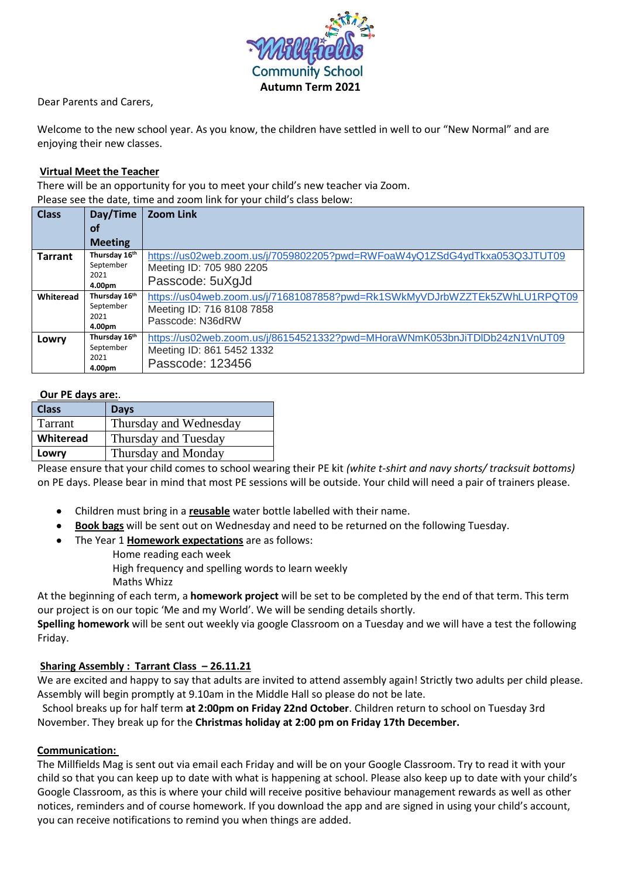**Millfields Community School**

**Autumn Term 2021**

Dear Parents and Carers,

Welcome to the new school year. As you know, the children have settled in well to our "New Normal" and are enjoying their new classes.

**Virtual Meet the Teacher**

There will be an opportunity for you to meet your child's new teacher via Zoom.
Please see the date, time and zoom link for your child's class below:

| Class | Day/Time of Meeting | Zoom Link |
|---|---|---|
| **Tarrant** | **Thursday 16th** September 2021 **4.00pm** | https://us02web.zoom.us/j/7059802205?pwd=RWFoaW4yQ1ZSdG4ydTkxa053Q3JTUT09 Meeting ID: 705 980 2205 Passcode: 5uXgJd |
| **Whiteread** | **Thursday 16th** September 2021 **4.00pm** | https://us04web.zoom.us/j/71681087858?pwd=Rk1SWkMyVDJrbWZZTEk5ZWhLU1RPQT09 Meeting ID: 716 8108 7858 Passcode: N36dRW |
| **Lowry** | **Thursday 16th** September 2021 **4.00pm** | https://us02web.zoom.us/j/86154521332?pwd=MHoraWNmK053bnJiTDlDb24zN1VnUT09 Meeting ID: 861 5452 1332 Passcode: 123456 |

**Our PE days are:**.

| Class | Days |
|---|---|
| Tarrant | Thursday and Wednesday |
| **Whiteread** | Thursday and Tuesday |
| **Lowry** | Thursday and Monday |

Please ensure that your child comes to school wearing their PE kit *(white t-shirt and navy shorts/ tracksuit bottoms)* on PE days. Please bear in mind that most PE sessions will be outside. Your child will need a pair of trainers please.

- Children must bring in a **reusable** water bottle labelled with their name.
- **Book bags** will be sent out on Wednesday and need to be returned on the following Tuesday.
- The Year 1 **Homework expectations** are as follows:
  - Home reading each week
  - High frequency and spelling words to learn weekly
  - Maths Whizz

At the beginning of each term, a **homework project** will be set to be completed by the end of that term. This term our project is on our topic 'Me and my World'. We will be sending details shortly.

**Spelling homework** will be sent out weekly via google Classroom on a Tuesday and we will have a test the following Friday.

**Sharing Assembly : Tarrant Class – 26.11.21**

We are excited and happy to say that adults are invited to attend assembly again! Strictly two adults per child please. Assembly will begin promptly at 9.10am in the Middle Hall so please do not be late.

School breaks up for half term **at 2:00pm on Friday 22nd October**. Children return to school on Tuesday 3rd November. They break up for the **Christmas holiday at 2:00 pm on Friday 17th December.**

**Communication:**

The Millfields Mag is sent out via email each Friday and will be on your Google Classroom. Try to read it with your child so that you can keep up to date with what is happening at school. Please also keep up to date with your child's Google Classroom, as this is where your child will receive positive behaviour management rewards as well as other notices, reminders and of course homework. If you download the app and are signed in using your child's account, you can receive notifications to remind you when things are added.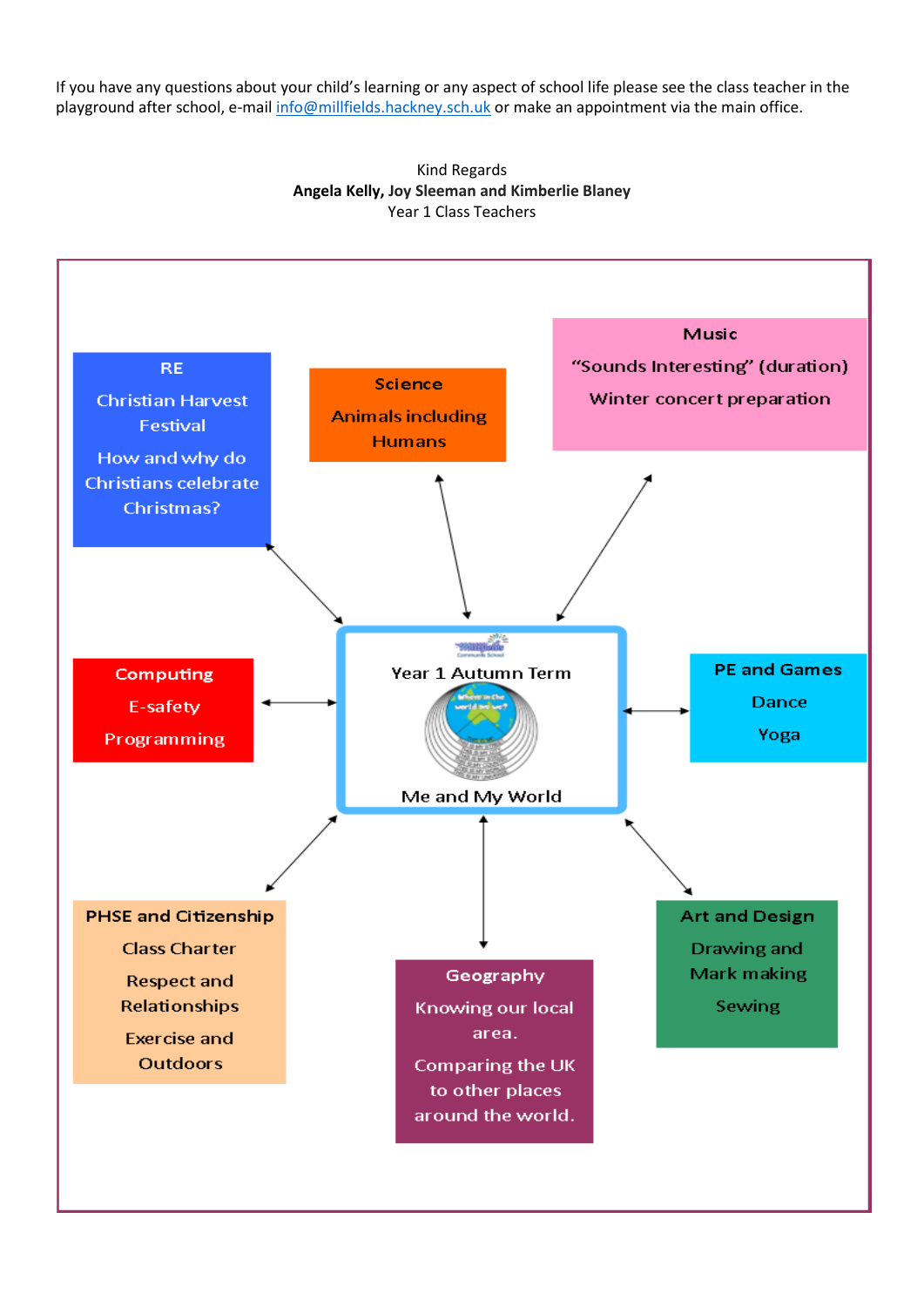If you have any questions about your child's learning or any aspect of school life please see the class teacher in the playground after school, e-mail info@millfields.hackney.sch.uk or make an appointment via the main office.

Kind Regards
**Angela Kelly, Joy Sleeman and Kimberlie Blaney**
Year 1 Class Teachers

**Year 1 Autumn Term**
**Me and My World**

**RE**
Christian Harvest Festival
How and why do Christians celebrate Christmas?

**Science**
Animals including Humans

**Music**
"Sounds Interesting" (duration)
Winter concert preparation

**Computing**
E-safety
Programming

**PE and Games**
Dance
Yoga

**PHSE and Citizenship**
Class Charter
Respect and Relationships
Exercise and Outdoors

**Geography**
Knowing our local area.
Comparing the UK to other places around the world.

**Art and Design**
Drawing and Mark making
Sewing